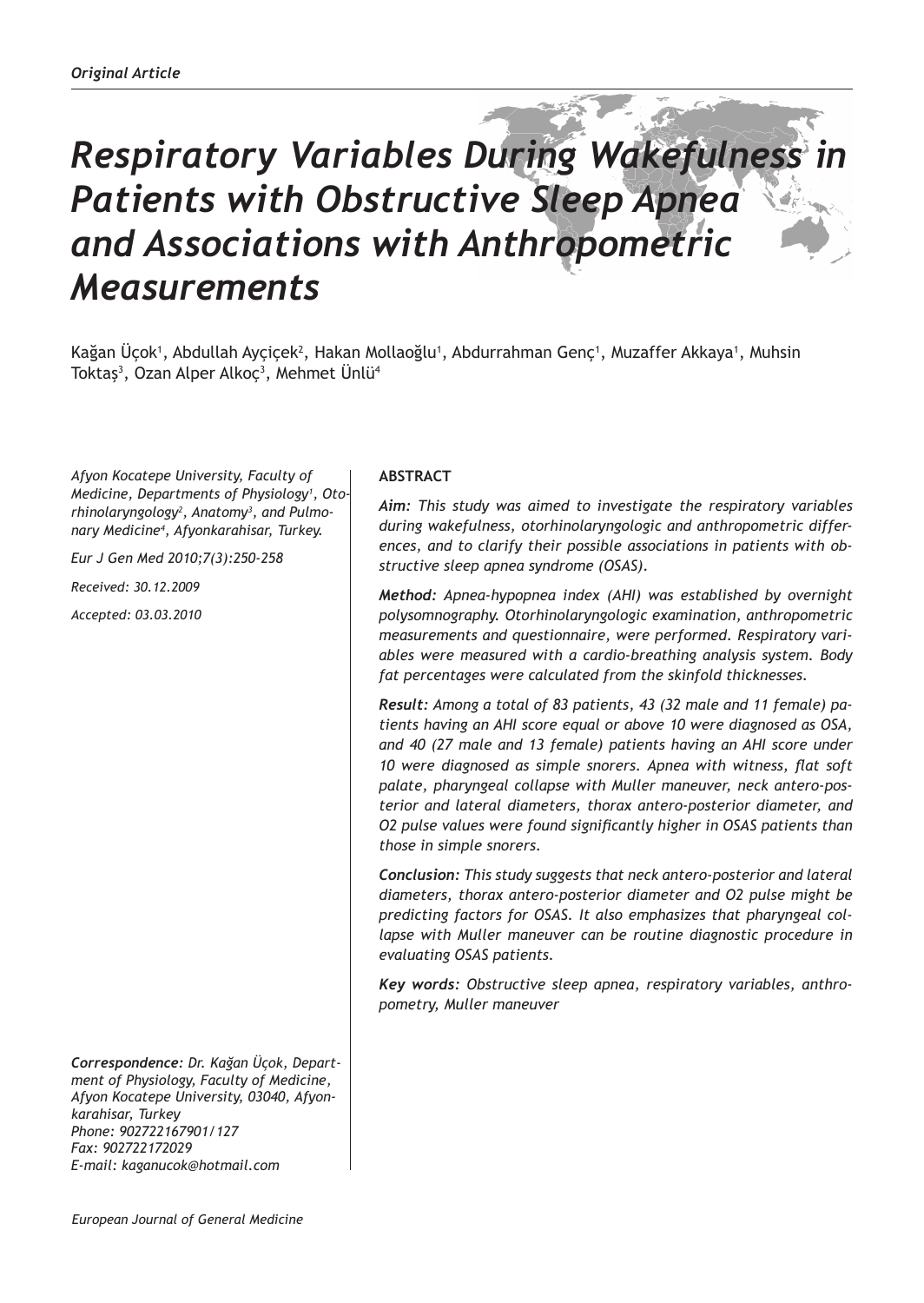*Original Article*

# *Respiratory Variables During Wakefulness in Patients with Obstructive Sleep Apnea and Associations with Anthropometric Measurements*

Kağan Üçok[1], Abdullah Ayçiçek[2], Hakan Mollaoğlu[1], Abdurrahman Genç[1], Muzaffer Akkaya[1], Muhsin Toktaş[3], Ozan Alper Alkoç[3], Mehmet Ünlü[4]

*Afyon Kocatepe University, Faculty of Medicine, Departments of Physiology[1], Otorhinolaryngology[2], Anatomy[3], and Pulmonary Medicine[4], Afyonkarahisar, Turkey.*

*Eur J Gen Med 2010;7(3):250-258*

*Received: 30.12.2009*

*Accepted: 03.03.2010*

**ABSTRACT**

***Aim:*** *This study was aimed to investigate the respiratory variables during wakefulness, otorhinolaryngologic and anthropometric differences, and to clarify their possible associations in patients with obstructive sleep apnea syndrome (OSAS).*

***Method:*** *Apnea-hypopnea index (AHI) was established by overnight polysomnography. Otorhinolaryngologic examination, anthropometric measurements and questionnaire, were performed. Respiratory variables were measured with a cardio-breathing analysis system. Body fat percentages were calculated from the skinfold thicknesses.*

***Result:*** *Among a total of 83 patients, 43 (32 male and 11 female) patients having an AHI score equal or above 10 were diagnosed as OSA, and 40 (27 male and 13 female) patients having an AHI score under 10 were diagnosed as simple snorers. Apnea with witness, flat soft palate, pharyngeal collapse with Muller maneuver, neck antero-posterior and lateral diameters, thorax antero-posterior diameter, and O2 pulse values were found significantly higher in OSAS patients than those in simple snorers.*

***Conclusion:*** *This study suggests that neck antero-posterior and lateral diameters, thorax antero-posterior diameter and O2 pulse might be predicting factors for OSAS. It also emphasizes that pharyngeal collapse with Muller maneuver can be routine diagnostic procedure in evaluating OSAS patients.*

***Key words:*** *Obstructive sleep apnea, respiratory variables, anthropometry, Muller maneuver*

***Correspondence:*** *Dr. Kağan Üçok, Department of Physiology, Faculty of Medicine, Afyon Kocatepe University, 03040, Afyonkarahisar, Turkey*
*Phone: 902722167901/127*
*Fax: 902722172029*
*E-mail: kaganucok@hotmail.com*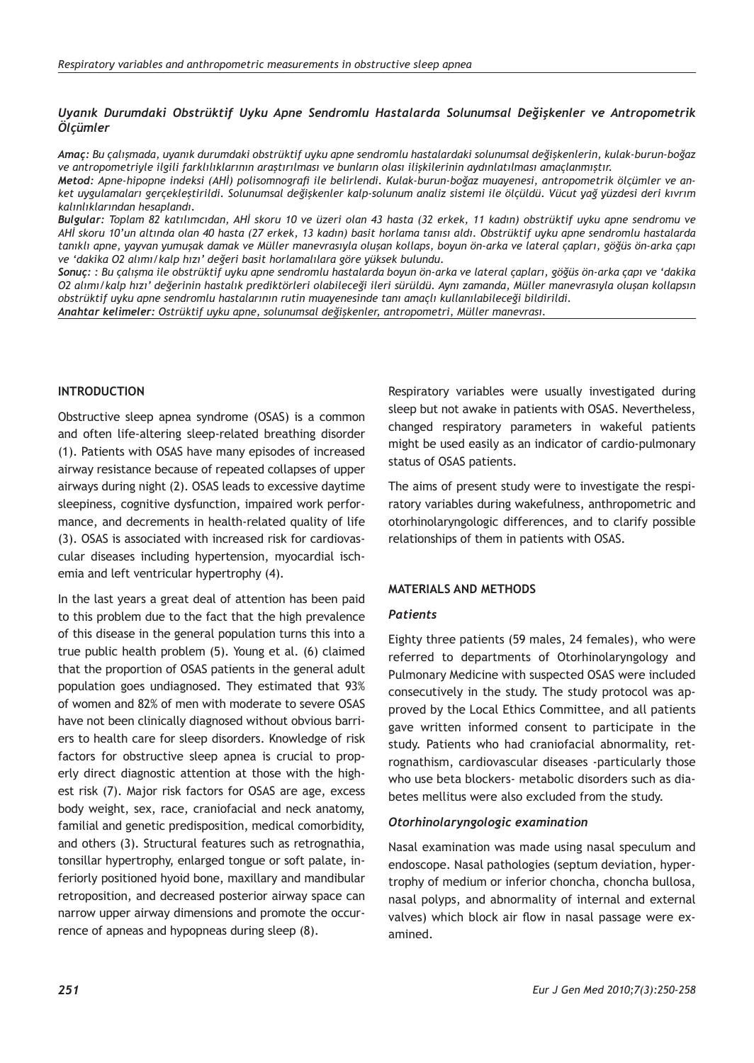### *Uyanık Durumdaki Obstrüktif Uyku Apne Sendromlu Hastalarda Solunumsal Değişkenler ve Antropometrik Ölçümler*

***Amaç:*** *Bu çalışmada, uyanık durumdaki obstrüktif uyku apne sendromlu hastalardaki solunumsal değişkenlerin, kulak-burun-boğaz ve antropometriyle ilgili farklılıklarının araştırılması ve bunların olası ilişkilerinin aydınlatılması amaçlanmıştır.*

***Metod:*** *Apne-hipopne indeksi (AHİ) polisomnografi ile belirlendi. Kulak-burun-boğaz muayenesi, antropometrik ölçümler ve anket uygulamaları gerçekleştirildi. Solunumsal değişkenler kalp-solunum analiz sistemi ile ölçüldü. Vücut yağ yüzdesi deri kıvrım kalınlıklarından hesaplandı.*

***Bulgular:*** *Toplam 82 katılımcıdan, AHİ skoru 10 ve üzeri olan 43 hasta (32 erkek, 11 kadın) obstrüktif uyku apne sendromu ve AHİ skoru 10'un altında olan 40 hasta (27 erkek, 13 kadın) basit horlama tanısı aldı. Obstrüktif uyku apne sendromlu hastalarda tanıklı apne, yayvan yumuşak damak ve Müller manevrasıyla oluşan kollaps, boyun ön-arka ve lateral çapları, göğüs ön-arka çapı ve 'dakika O2 alımı/kalp hızı' değeri basit horlamalılara göre yüksek bulundu.*

***Sonuç:*** *: Bu çalışma ile obstrüktif uyku apne sendromlu hastalarda boyun ön-arka ve lateral çapları, göğüs ön-arka çapı ve 'dakika O2 alımı/kalp hızı' değerinin hastalık prediktörleri olabileceği ileri sürüldü. Aynı zamanda, Müller manevrasıyla oluşan kollapsın obstrüktif uyku apne sendromlu hastalarının rutin muayenesinde tanı amaçlı kullanılabileceği bildirildi.*

***Anahtar kelimeler:*** *Ostrüktif uyku apne, solunumsal değişkenler, antropometri, Müller manevrası.*

## INTRODUCTION

Obstructive sleep apnea syndrome (OSAS) is a common and often life-altering sleep-related breathing disorder (1). Patients with OSAS have many episodes of increased airway resistance because of repeated collapses of upper airways during night (2). OSAS leads to excessive daytime sleepiness, cognitive dysfunction, impaired work performance, and decrements in health-related quality of life (3). OSAS is associated with increased risk for cardiovascular diseases including hypertension, myocardial ischemia and left ventricular hypertrophy (4).

In the last years a great deal of attention has been paid to this problem due to the fact that the high prevalence of this disease in the general population turns this into a true public health problem (5). Young et al. (6) claimed that the proportion of OSAS patients in the general adult population goes undiagnosed. They estimated that 93% of women and 82% of men with moderate to severe OSAS have not been clinically diagnosed without obvious barriers to health care for sleep disorders. Knowledge of risk factors for obstructive sleep apnea is crucial to properly direct diagnostic attention at those with the highest risk (7). Major risk factors for OSAS are age, excess body weight, sex, race, craniofacial and neck anatomy, familial and genetic predisposition, medical comorbidity, and others (3). Structural features such as retrognathia, tonsillar hypertrophy, enlarged tongue or soft palate, inferiorly positioned hyoid bone, maxillary and mandibular retroposition, and decreased posterior airway space can narrow upper airway dimensions and promote the occurrence of apneas and hypopneas during sleep (8).

Respiratory variables were usually investigated during sleep but not awake in patients with OSAS. Nevertheless, changed respiratory parameters in wakeful patients might be used easily as an indicator of cardio-pulmonary status of OSAS patients.

The aims of present study were to investigate the respiratory variables during wakefulness, anthropometric and otorhinolaryngologic differences, and to clarify possible relationships of them in patients with OSAS.

## MATERIALS AND METHODS

### *Patients*

Eighty three patients (59 males, 24 females), who were referred to departments of Otorhinolaryngology and Pulmonary Medicine with suspected OSAS were included consecutively in the study. The study protocol was approved by the Local Ethics Committee, and all patients gave written informed consent to participate in the study. Patients who had craniofacial abnormality, retrognathism, cardiovascular diseases -particularly those who use beta blockers- metabolic disorders such as diabetes mellitus were also excluded from the study.

### *Otorhinolaryngologic examination*

Nasal examination was made using nasal speculum and endoscope. Nasal pathologies (septum deviation, hypertrophy of medium or inferior choncha, choncha bullosa, nasal polyps, and abnormality of internal and external valves) which block air flow in nasal passage were examined.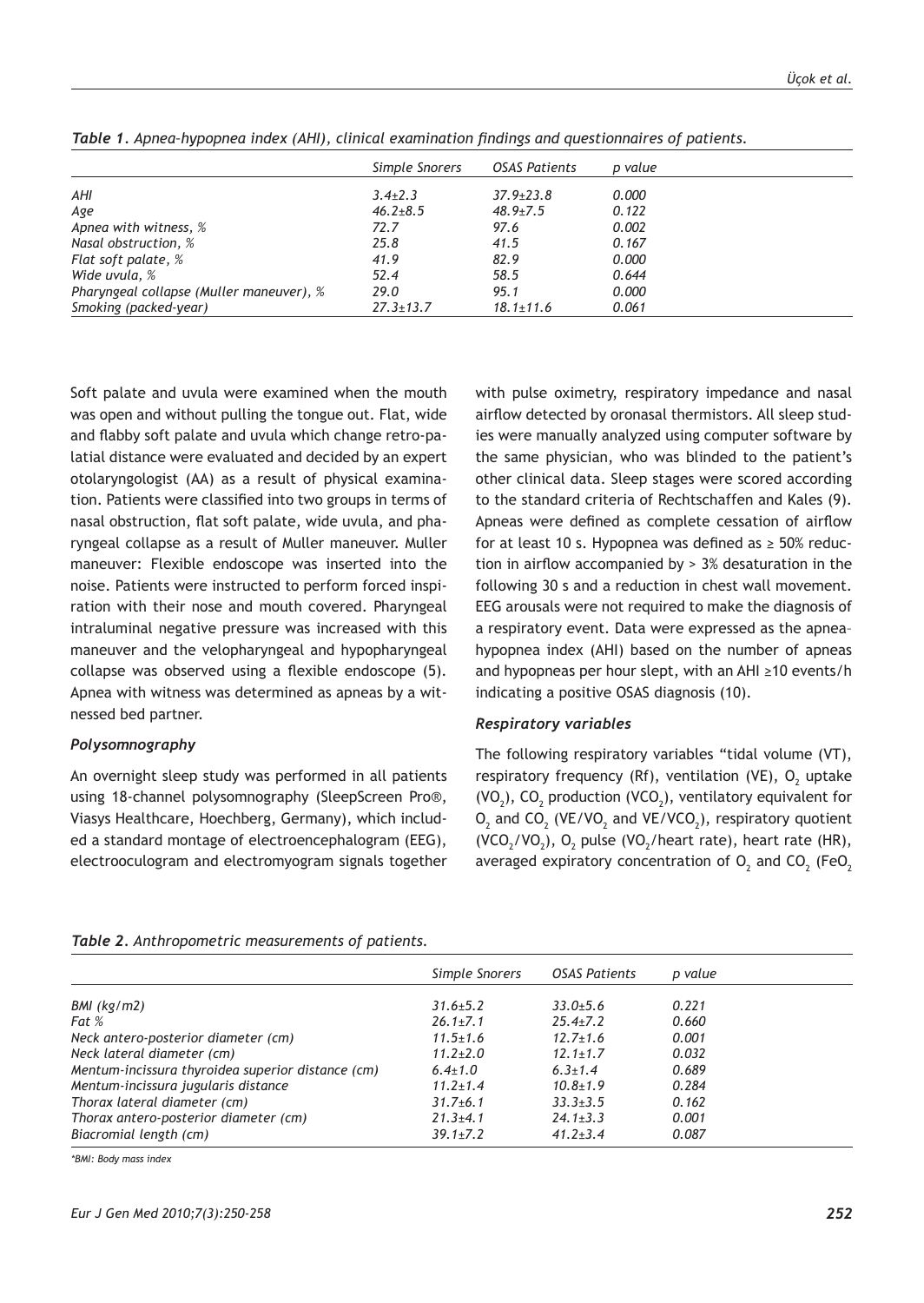*Table 1. Apnea-hypopnea index (AHI), clinical examination findings and questionnaires of patients.*

| | Simple Snorers | OSAS Patients | p value |
|---|---|---|---|
| AHI | 3.4±2.3 | 37.9±23.8 | 0.000 |
| Age | 46.2±8.5 | 48.9±7.5 | 0.122 |
| Apnea with witness, % | 72.7 | 97.6 | 0.002 |
| Nasal obstruction, % | 25.8 | 41.5 | 0.167 |
| Flat soft palate, % | 41.9 | 82.9 | 0.000 |
| Wide uvula, % | 52.4 | 58.5 | 0.644 |
| Pharyngeal collapse (Muller maneuver), % | 29.0 | 95.1 | 0.000 |
| Smoking (packed-year) | 27.3±13.7 | 18.1±11.6 | 0.061 |

Soft palate and uvula were examined when the mouth was open and without pulling the tongue out. Flat, wide and flabby soft palate and uvula which change retro-palatial distance were evaluated and decided by an expert otolaryngologist (AA) as a result of physical examination. Patients were classified into two groups in terms of nasal obstruction, flat soft palate, wide uvula, and pharyngeal collapse as a result of Muller maneuver. Muller maneuver: Flexible endoscope was inserted into the noise. Patients were instructed to perform forced inspiration with their nose and mouth covered. Pharyngeal intraluminal negative pressure was increased with this maneuver and the velopharyngeal and hypopharyngeal collapse was observed using a flexible endoscope (5). Apnea with witness was determined as apneas by a witnessed bed partner.

### *Polysomnography*

An overnight sleep study was performed in all patients using 18-channel polysomnography (SleepScreen Pro®, Viasys Healthcare, Hoechberg, Germany), which included a standard montage of electroencephalogram (EEG), electrooculogram and electromyogram signals together with pulse oximetry, respiratory impedance and nasal airflow detected by oronasal thermistors. All sleep studies were manually analyzed using computer software by the same physician, who was blinded to the patient's other clinical data. Sleep stages were scored according to the standard criteria of Rechtschaffen and Kales (9). Apneas were defined as complete cessation of airflow for at least 10 s. Hypopnea was defined as ≥ 50% reduction in airflow accompanied by > 3% desaturation in the following 30 s and a reduction in chest wall movement. EEG arousals were not required to make the diagnosis of a respiratory event. Data were expressed as the apnea-hypopnea index (AHI) based on the number of apneas and hypopneas per hour slept, with an AHI ≥10 events/h indicating a positive OSAS diagnosis (10).

### *Respiratory variables*

The following respiratory variables "tidal volume (VT), respiratory frequency (Rf), ventilation (VE), $O_2$ uptake ($VO_2$), $CO_2$ production ($VCO_2$), ventilatory equivalent for $O_2$ and $CO_2$ ($VE/VO_2$ and $VE/VCO_2$), respiratory quotient ($VCO_2/VO_2$), $O_2$ pulse ($VO_2$/heart rate), heart rate (HR), averaged expiratory concentration of $O_2$ and $CO_2$ ($FeO_2$

*Table 2. Anthropometric measurements of patients.*

| | Simple Snorers | OSAS Patients | p value |
|---|---|---|---|
| BMI (kg/m2) | 31.6±5.2 | 33.0±5.6 | 0.221 |
| Fat % | 26.1±7.1 | 25.4±7.2 | 0.660 |
| Neck antero-posterior diameter (cm) | 11.5±1.6 | 12.7±1.6 | 0.001 |
| Neck lateral diameter (cm) | 11.2±2.0 | 12.1±1.7 | 0.032 |
| Mentum-incissura thyroidea superior distance (cm) | 6.4±1.0 | 6.3±1.4 | 0.689 |
| Mentum-incissura jugularis distance | 11.2±1.4 | 10.8±1.9 | 0.284 |
| Thorax lateral diameter (cm) | 31.7±6.1 | 33.3±3.5 | 0.162 |
| Thorax antero-posterior diameter (cm) | 21.3±4.1 | 24.1±3.3 | 0.001 |
| Biacromial length (cm) | 39.1±7.2 | 41.2±3.4 | 0.087 |

*\*BMI: Body mass index*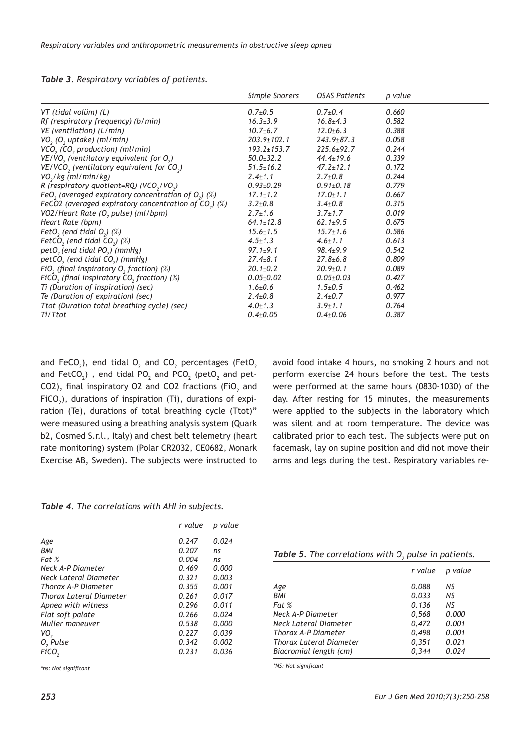*Table 3. Respiratory variables of patients.*

| | Simple Snorers | OSAS Patients | p value |
|---|---|---|---|
| VT (tidal volüm) (L) | 0.7±0.5 | 0.7±0.4 | 0.660 |
| Rf (respiratory frequency) (b/min) | 16.3±3.9 | 16.8±4.3 | 0.582 |
| VE (ventilation) (L/min) | 10.7±6.7 | 12.0±6.3 | 0.388 |
| $VO_2$ ($O_2$ uptake) (ml/min) | 203.9±102.1 | 243.9±87.3 | 0.058 |
| $VCO_2$ ($CO_2$ production) (ml/min) | 193.2±153.7 | 225.6±92.7 | 0.244 |
| $VE/VO_2$ (ventilatory equivalent for $O_2$) | 50.0±32.2 | 44.4±19.6 | 0.339 |
| $VE/VCO_2$ (ventilatory equivalent for $CO_2$) | 51.5±16.2 | 47.2±12.1 | 0.172 |
| $VO_2$/kg (ml/min/kg) | 2.4±1.1 | 2.7±0.8 | 0.244 |
| R (respiratory quotient=RQ) ($VCO_2/VO_2$) | 0.93±0.29 | 0.91±0.18 | 0.779 |
| $FeO_2$ (averaged expiratory concentration of $O_2$) (%) | 17.1±1.2 | 17.0±1.1 | 0.667 |
| FeCO2 (averaged expiratory concentration of $CO_2$) (%) | 3.2±0.8 | 3.4±0.8 | 0.315 |
| VO2/Heart Rate ($O_2$ pulse) (ml/bpm) | 2.7±1.6 | 3.7±1.7 | 0.019 |
| Heart Rate (bpm) | 64.1±12.8 | 62.1±9.5 | 0.675 |
| $FetO_2$ (end tidal $O_2$) (%) | 15.6±1.5 | 15.7±1.6 | 0.586 |
| $FetCO_2$ (end tidal $CO_2$) (%) | 4.5±1.3 | 4.6±1.1 | 0.613 |
| $petO_2$ (end tidal $PO_2$) (mmHg) | 97.1±9.1 | 98.4±9.9 | 0.542 |
| $petCO_2$ (end tidal $CO_2$) (mmHg) | 27.4±8.1 | 27.8±6.8 | 0.809 |
| $FiO_2$ (final inspiratory $O_2$ fraction) (%) | 20.1±0.2 | 20.9±0.1 | 0.089 |
| $FiCO_2$ (final inspiratory $CO_2$ fraction) (%) | 0.05±0.02 | 0.05±0.03 | 0.427 |
| Ti (Duration of inspiration) (sec) | 1.6±0.6 | 1.5±0.5 | 0.462 |
| Te (Duration of expiration) (sec) | 2.4±0.8 | 2.4±0.7 | 0.977 |
| Ttot (Duration total breathing cycle) (sec) | 4.0±1.3 | 3.9±1.1 | 0.764 |
| Ti/Ttot | 0.4±0.05 | 0.4±0.06 | 0.387 |

and $FeCO_2$), end tidal $O_2$ and $CO_2$ percentages ($FetO_2$ and $FetCO_2$) , end tidal $PO_2$ and $PCO_2$ ($petO_2$ and pet-CO2), final inspiratory O2 and CO2 fractions ($FiO_2$ and $FiCO_2$), durations of inspiration (Ti), durations of expiration (Te), durations of total breathing cycle (Ttot)" were measured using a breathing analysis system (Quark b2, Cosmed S.r.l., Italy) and chest belt telemetry (heart rate monitoring) system (Polar CR2032, CE0682, Monark Exercise AB, Sweden). The subjects were instructed to avoid food intake 4 hours, no smoking 2 hours and not perform exercise 24 hours before the test. The tests were performed at the same hours (0830-1030) of the day. After resting for 15 minutes, the measurements were applied to the subjects in the laboratory which was silent and at room temperature. The device was calibrated prior to each test. The subjects were put on facemask, lay on supine position and did not move their arms and legs during the test. Respiratory variables re-

*Table 4. The correlations with AHI in subjects.*

| | r value | p value |
|---|---|---|
| Age | 0.247 | 0.024 |
| BMI | 0.207 | ns |
| Fat % | 0.004 | ns |
| Neck A-P Diameter | 0.469 | 0.000 |
| Neck Lateral Diameter | 0.321 | 0.003 |
| Thorax A-P Diameter | 0.355 | 0.001 |
| Thorax Lateral Diameter | 0.261 | 0.017 |
| Apnea with witness | 0.296 | 0.011 |
| Flat soft palate | 0.266 | 0.024 |
| Muller maneuver | 0.538 | 0.000 |
| $VO_2$ | 0.227 | 0.039 |
| $O_2$ Pulse | 0.342 | 0.002 |
| $FiCO_2$ | 0.231 | 0.036 |

*ns: Not significant

***Table 5**. The correlations with $O_2$ pulse in patients.*

| | r value | p value |
|---|---|---|
| Age | 0.088 | NS |
| BMI | 0.033 | NS |
| Fat % | 0.136 | NS |
| Neck A-P Diameter | 0,568 | 0.000 |
| Neck Lateral Diameter | 0,472 | 0.001 |
| Thorax A-P Diameter | 0,498 | 0.001 |
| Thorax Lateral Diameter | 0,351 | 0.021 |
| Biacromial length (cm) | 0,344 | 0.024 |

*NS: Not significant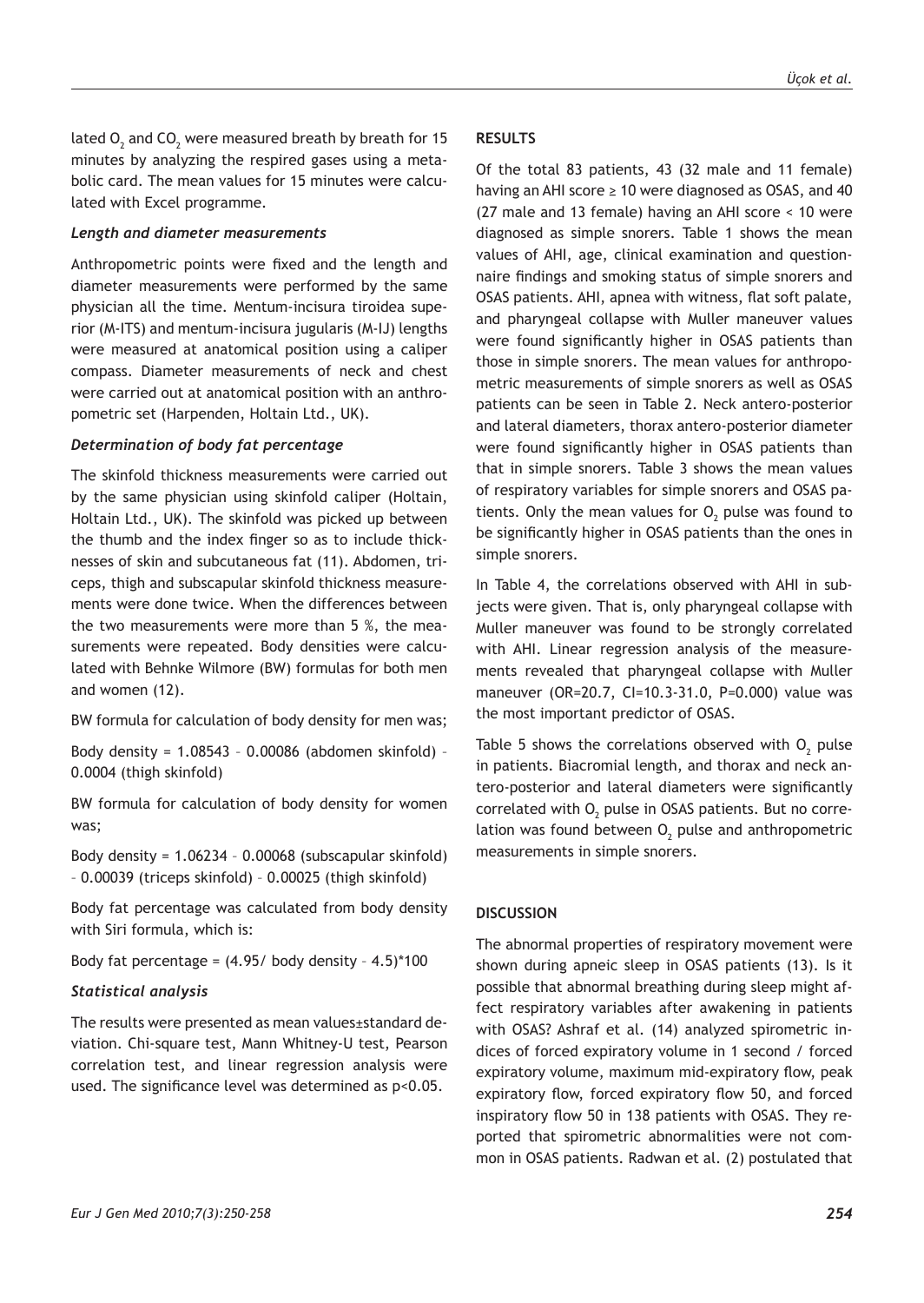lated $O_2$ and $CO_2$ were measured breath by breath for 15 minutes by analyzing the respired gases using a metabolic card. The mean values for 15 minutes were calculated with Excel programme.

### *Length and diameter measurements*

Anthropometric points were fixed and the length and diameter measurements were performed by the same physician all the time. Mentum-incisura tiroidea superior (M-ITS) and mentum-incisura jugularis (M-IJ) lengths were measured at anatomical position using a caliper compass. Diameter measurements of neck and chest were carried out at anatomical position with an anthropometric set (Harpenden, Holtain Ltd., UK).

### *Determination of body fat percentage*

The skinfold thickness measurements were carried out by the same physician using skinfold caliper (Holtain, Holtain Ltd., UK). The skinfold was picked up between the thumb and the index finger so as to include thicknesses of skin and subcutaneous fat (11). Abdomen, triceps, thigh and subscapular skinfold thickness measurements were done twice. When the differences between the two measurements were more than 5 %, the measurements were repeated. Body densities were calculated with Behnke Wilmore (BW) formulas for both men and women (12).

BW formula for calculation of body density for men was;

Body density = 1.08543 – 0.00086 (abdomen skinfold) – 0.0004 (thigh skinfold)

BW formula for calculation of body density for women was;

Body density = 1.06234 – 0.00068 (subscapular skinfold) – 0.00039 (triceps skinfold) – 0.00025 (thigh skinfold)

Body fat percentage was calculated from body density with Siri formula, which is:

Body fat percentage = (4.95/ body density – 4.5)*100

### *Statistical analysis*

The results were presented as mean values±standard deviation. Chi-square test, Mann Whitney-U test, Pearson correlation test, and linear regression analysis were used. The significance level was determined as $p<0.05$.

## RESULTS

Of the total 83 patients, 43 (32 male and 11 female) having an AHI score ≥ 10 were diagnosed as OSAS, and 40 (27 male and 13 female) having an AHI score < 10 were diagnosed as simple snorers. Table 1 shows the mean values of AHI, age, clinical examination and questionnaire findings and smoking status of simple snorers and OSAS patients. AHI, apnea with witness, flat soft palate, and pharyngeal collapse with Muller maneuver values were found significantly higher in OSAS patients than those in simple snorers. The mean values for anthropometric measurements of simple snorers as well as OSAS patients can be seen in Table 2. Neck antero-posterior and lateral diameters, thorax antero-posterior diameter were found significantly higher in OSAS patients than that in simple snorers. Table 3 shows the mean values of respiratory variables for simple snorers and OSAS patients. Only the mean values for $O_2$ pulse was found to be significantly higher in OSAS patients than the ones in simple snorers.

In Table 4, the correlations observed with AHI in subjects were given. That is, only pharyngeal collapse with Muller maneuver was found to be strongly correlated with AHI. Linear regression analysis of the measurements revealed that pharyngeal collapse with Muller maneuver (OR=20.7, CI=10.3-31.0, P=0.000) value was the most important predictor of OSAS.

Table 5 shows the correlations observed with $O_2$ pulse in patients. Biacromial length, and thorax and neck antero-posterior and lateral diameters were significantly correlated with $O_2$ pulse in OSAS patients. But no correlation was found between $O_2$ pulse and anthropometric measurements in simple snorers.

## DISCUSSION

The abnormal properties of respiratory movement were shown during apneic sleep in OSAS patients (13). Is it possible that abnormal breathing during sleep might affect respiratory variables after awakening in patients with OSAS? Ashraf et al. (14) analyzed spirometric indices of forced expiratory volume in 1 second / forced expiratory volume, maximum mid-expiratory flow, peak expiratory flow, forced expiratory flow 50, and forced inspiratory flow 50 in 138 patients with OSAS. They reported that spirometric abnormalities were not common in OSAS patients. Radwan et al. (2) postulated that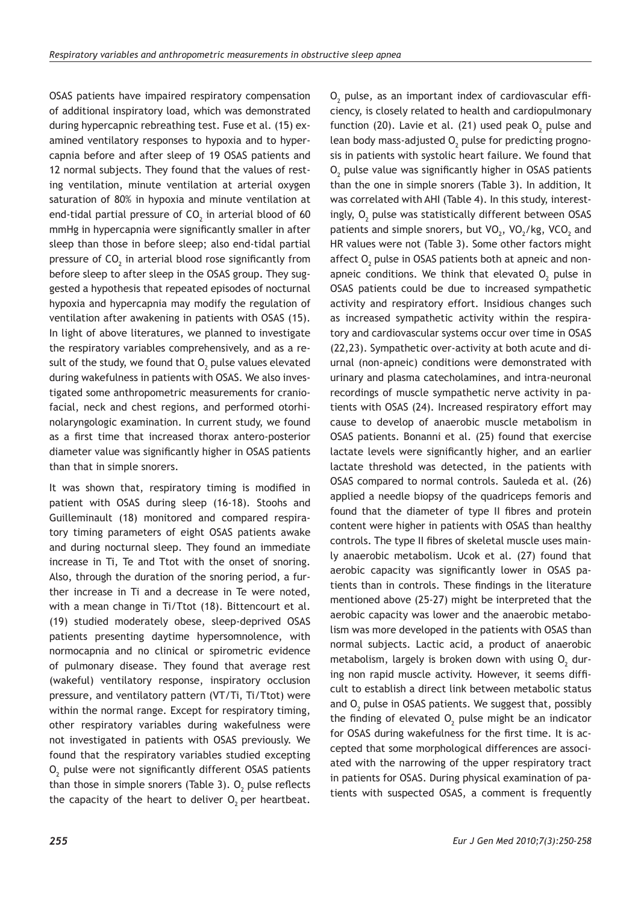OSAS patients have impaired respiratory compensation of additional inspiratory load, which was demonstrated during hypercapnic rebreathing test. Fuse et al. (15) examined ventilatory responses to hypoxia and to hypercapnia before and after sleep of 19 OSAS patients and 12 normal subjects. They found that the values of resting ventilation, minute ventilation at arterial oxygen saturation of 80% in hypoxia and minute ventilation at end-tidal partial pressure of $CO_2$ in arterial blood of 60 mmHg in hypercapnia were significantly smaller in after sleep than those in before sleep; also end-tidal partial pressure of $CO_2$ in arterial blood rose significantly from before sleep to after sleep in the OSAS group. They suggested a hypothesis that repeated episodes of nocturnal hypoxia and hypercapnia may modify the regulation of ventilation after awakening in patients with OSAS (15). In light of above literatures, we planned to investigate the respiratory variables comprehensively, and as a result of the study, we found that $O_2$ pulse values elevated during wakefulness in patients with OSAS. We also investigated some anthropometric measurements for craniofacial, neck and chest regions, and performed otorhinolaryngologic examination. In current study, we found as a first time that increased thorax antero-posterior diameter value was significantly higher in OSAS patients than that in simple snorers.

It was shown that, respiratory timing is modified in patient with OSAS during sleep (16-18). Stoohs and Guilleminault (18) monitored and compared respiratory timing parameters of eight OSAS patients awake and during nocturnal sleep. They found an immediate increase in Ti, Te and Ttot with the onset of snoring. Also, through the duration of the snoring period, a further increase in Ti and a decrease in Te were noted, with a mean change in Ti/Ttot (18). Bittencourt et al. (19) studied moderately obese, sleep-deprived OSAS patients presenting daytime hypersomnolence, with normocapnia and no clinical or spirometric evidence of pulmonary disease. They found that average rest (wakeful) ventilatory response, inspiratory occlusion pressure, and ventilatory pattern (VT/Ti, Ti/Ttot) were within the normal range. Except for respiratory timing, other respiratory variables during wakefulness were not investigated in patients with OSAS previously. We found that the respiratory variables studied excepting $O_2$ pulse were not significantly different OSAS patients than those in simple snorers (Table 3). $O_2$ pulse reflects the capacity of the heart to deliver $O_2$ per heartbeat. $O_2$ pulse, as an important index of cardiovascular efficiency, is closely related to health and cardiopulmonary function (20). Lavie et al. (21) used peak $O_2$ pulse and lean body mass-adjusted $O_2$ pulse for predicting prognosis in patients with systolic heart failure. We found that $O_2$ pulse value was significantly higher in OSAS patients than the one in simple snorers (Table 3). In addition, It was correlated with AHI (Table 4). In this study, interestingly, $O_2$ pulse was statistically different between OSAS patients and simple snorers, but $VO_2$, $VO_2$/kg, $VCO_2$ and HR values were not (Table 3). Some other factors might affect $O_2$ pulse in OSAS patients both at apneic and non-apneic conditions. We think that elevated $O_2$ pulse in OSAS patients could be due to increased sympathetic activity and respiratory effort. Insidious changes such as increased sympathetic activity within the respiratory and cardiovascular systems occur over time in OSAS (22,23). Sympathetic over-activity at both acute and diurnal (non-apneic) conditions were demonstrated with urinary and plasma catecholamines, and intra-neuronal recordings of muscle sympathetic nerve activity in patients with OSAS (24). Increased respiratory effort may cause to develop of anaerobic muscle metabolism in OSAS patients. Bonanni et al. (25) found that exercise lactate levels were significantly higher, and an earlier lactate threshold was detected, in the patients with OSAS compared to normal controls. Sauleda et al. (26) applied a needle biopsy of the quadriceps femoris and found that the diameter of type II fibres and protein content were higher in patients with OSAS than healthy controls. The type II fibres of skeletal muscle uses mainly anaerobic metabolism. Ucok et al. (27) found that aerobic capacity was significantly lower in OSAS patients than in controls. These findings in the literature mentioned above (25-27) might be interpreted that the aerobic capacity was lower and the anaerobic metabolism was more developed in the patients with OSAS than normal subjects. Lactic acid, a product of anaerobic metabolism, largely is broken down with using $O_2$ during non rapid muscle activity. However, it seems difficult to establish a direct link between metabolic status and $O_2$ pulse in OSAS patients. We suggest that, possibly the finding of elevated $O_2$ pulse might be an indicator for OSAS during wakefulness for the first time. It is accepted that some morphological differences are associated with the narrowing of the upper respiratory tract in patients for OSAS. During physical examination of patients with suspected OSAS, a comment is frequently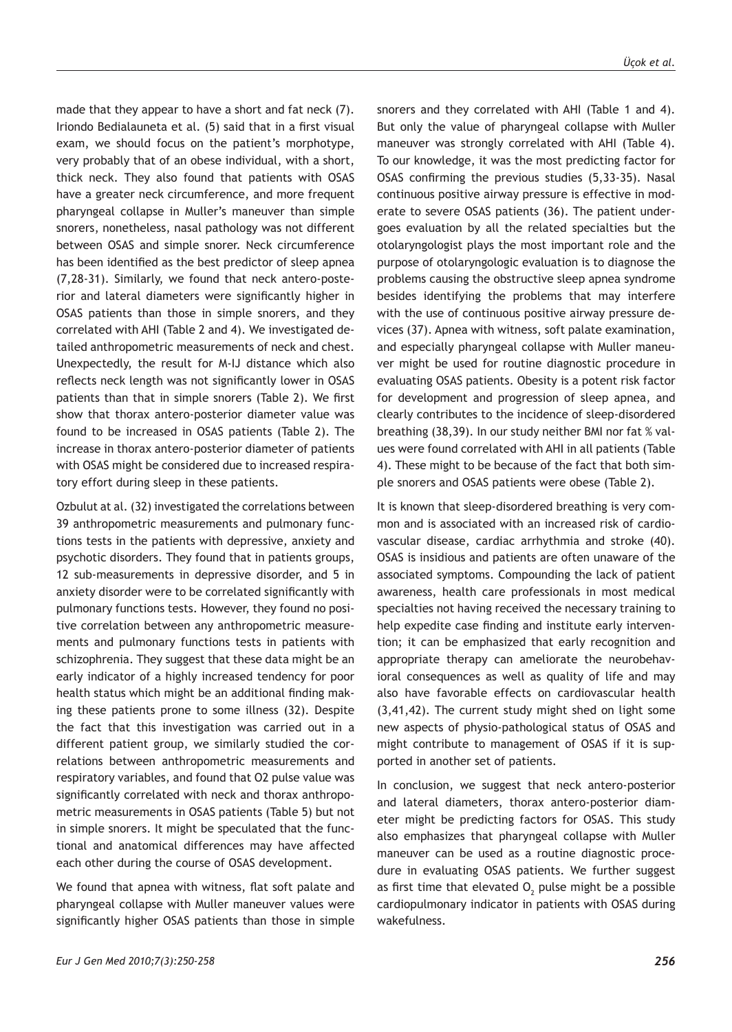made that they appear to have a short and fat neck (7). Iriondo Bedialauneta et al. (5) said that in a first visual exam, we should focus on the patient's morphotype, very probably that of an obese individual, with a short, thick neck. They also found that patients with OSAS have a greater neck circumference, and more frequent pharyngeal collapse in Muller's maneuver than simple snorers, nonetheless, nasal pathology was not different between OSAS and simple snorer. Neck circumference has been identified as the best predictor of sleep apnea (7,28-31). Similarly, we found that neck antero-posterior and lateral diameters were significantly higher in OSAS patients than those in simple snorers, and they correlated with AHI (Table 2 and 4). We investigated detailed anthropometric measurements of neck and chest. Unexpectedly, the result for M-IJ distance which also reflects neck length was not significantly lower in OSAS patients than that in simple snorers (Table 2). We first show that thorax antero-posterior diameter value was found to be increased in OSAS patients (Table 2). The increase in thorax antero-posterior diameter of patients with OSAS might be considered due to increased respiratory effort during sleep in these patients.

Ozbulut at al. (32) investigated the correlations between 39 anthropometric measurements and pulmonary functions tests in the patients with depressive, anxiety and psychotic disorders. They found that in patients groups, 12 sub-measurements in depressive disorder, and 5 in anxiety disorder were to be correlated significantly with pulmonary functions tests. However, they found no positive correlation between any anthropometric measurements and pulmonary functions tests in patients with schizophrenia. They suggest that these data might be an early indicator of a highly increased tendency for poor health status which might be an additional finding making these patients prone to some illness (32). Despite the fact that this investigation was carried out in a different patient group, we similarly studied the correlations between anthropometric measurements and respiratory variables, and found that O2 pulse value was significantly correlated with neck and thorax anthropometric measurements in OSAS patients (Table 5) but not in simple snorers. It might be speculated that the functional and anatomical differences may have affected each other during the course of OSAS development.

We found that apnea with witness, flat soft palate and pharyngeal collapse with Muller maneuver values were significantly higher OSAS patients than those in simple snorers and they correlated with AHI (Table 1 and 4). But only the value of pharyngeal collapse with Muller maneuver was strongly correlated with AHI (Table 4). To our knowledge, it was the most predicting factor for OSAS confirming the previous studies (5,33-35). Nasal continuous positive airway pressure is effective in moderate to severe OSAS patients (36). The patient undergoes evaluation by all the related specialties but the otolaryngologist plays the most important role and the purpose of otolaryngologic evaluation is to diagnose the problems causing the obstructive sleep apnea syndrome besides identifying the problems that may interfere with the use of continuous positive airway pressure devices (37). Apnea with witness, soft palate examination, and especially pharyngeal collapse with Muller maneuver might be used for routine diagnostic procedure in evaluating OSAS patients. Obesity is a potent risk factor for development and progression of sleep apnea, and clearly contributes to the incidence of sleep-disordered breathing (38,39). In our study neither BMI nor fat % values were found correlated with AHI in all patients (Table 4). These might to be because of the fact that both simple snorers and OSAS patients were obese (Table 2).

It is known that sleep-disordered breathing is very common and is associated with an increased risk of cardiovascular disease, cardiac arrhythmia and stroke (40). OSAS is insidious and patients are often unaware of the associated symptoms. Compounding the lack of patient awareness, health care professionals in most medical specialties not having received the necessary training to help expedite case finding and institute early intervention; it can be emphasized that early recognition and appropriate therapy can ameliorate the neurobehavioral consequences as well as quality of life and may also have favorable effects on cardiovascular health (3,41,42). The current study might shed on light some new aspects of physio-pathological status of OSAS and might contribute to management of OSAS if it is supported in another set of patients.

In conclusion, we suggest that neck antero-posterior and lateral diameters, thorax antero-posterior diameter might be predicting factors for OSAS. This study also emphasizes that pharyngeal collapse with Muller maneuver can be used as a routine diagnostic procedure in evaluating OSAS patients. We further suggest as first time that elevated $O_2$ pulse might be a possible cardiopulmonary indicator in patients with OSAS during wakefulness.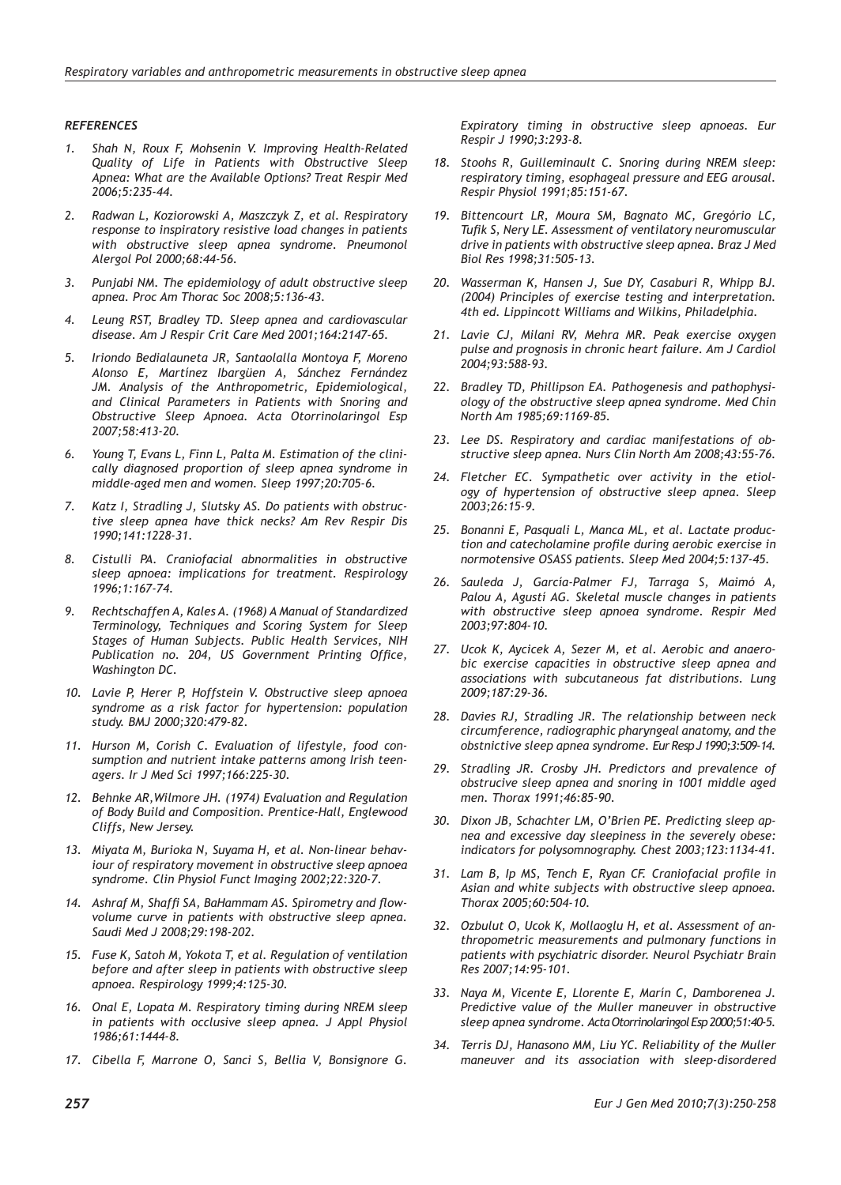### REFERENCES

1. Shah N, Roux F, Mohsenin V. Improving Health-Related Quality of Life in Patients with Obstructive Sleep Apnea: What are the Available Options? Treat Respir Med 2006;5:235-44.
2. Radwan L, Koziorowski A, Maszczyk Z, et al. Respiratory response to inspiratory resistive load changes in patients with obstructive sleep apnea syndrome. Pneumonol Alergol Pol 2000;68:44-56.
3. Punjabi NM. The epidemiology of adult obstructive sleep apnea. Proc Am Thorac Soc 2008;5:136-43.
4. Leung RST, Bradley TD. Sleep apnea and cardiovascular disease. Am J Respir Crit Care Med 2001;164:2147-65.
5. Iriondo Bedialauneta JR, Santaolalla Montoya F, Moreno Alonso E, Martinez Ibargüen A, Sánchez Fernández JM. Analysis of the Anthropometric, Epidemiological, and Clinical Parameters in Patients with Snoring and Obstructive Sleep Apnoea. Acta Otorrinolaringol Esp 2007;58:413-20.
6. Young T, Evans L, Finn L, Palta M. Estimation of the clinically diagnosed proportion of sleep apnea syndrome in middle-aged men and women. Sleep 1997;20:705-6.
7. Katz I, Stradling J, Slutsky AS. Do patients with obstructive sleep apnea have thick necks? Am Rev Respir Dis 1990;141:1228-31.
8. Cistulli PA. Craniofacial abnormalities in obstructive sleep apnoea: implications for treatment. Respirology 1996;1:167-74.
9. Rechtschaffen A, Kales A. (1968) A Manual of Standardized Terminology, Techniques and Scoring System for Sleep Stages of Human Subjects. Public Health Services, NIH Publication no. 204, US Government Printing Office, Washington DC.
10. Lavie P, Herer P, Hoffstein V. Obstructive sleep apnoea syndrome as a risk factor for hypertension: population study. BMJ 2000;320:479-82.
11. Hurson M, Corish C. Evaluation of lifestyle, food consumption and nutrient intake patterns among Irish teenagers. Ir J Med Sci 1997;166:225-30.
12. Behnke AR,Wilmore JH. (1974) Evaluation and Regulation of Body Build and Composition. Prentice-Hall, Englewood Cliffs, New Jersey.
13. Miyata M, Burioka N, Suyama H, et al. Non-linear behaviour of respiratory movement in obstructive sleep apnoea syndrome. Clin Physiol Funct Imaging 2002;22:320-7.
14. Ashraf M, Shaffi SA, BaHammam AS. Spirometry and flow-volume curve in patients with obstructive sleep apnea. Saudi Med J 2008;29:198-202.
15. Fuse K, Satoh M, Yokota T, et al. Regulation of ventilation before and after sleep in patients with obstructive sleep apnoea. Respirology 1999;4:125-30.
16. Onal E, Lopata M. Respiratory timing during NREM sleep in patients with occlusive sleep apnea. J Appl Physiol 1986;61:1444-8.
17. Cibella F, Marrone O, Sanci S, Bellia V, Bonsignore G. Expiratory timing in obstructive sleep apnoeas. Eur Respir J 1990;3:293-8.
18. Stoohs R, Guilleminault C. Snoring during NREM sleep: respiratory timing, esophageal pressure and EEG arousal. Respir Physiol 1991;85:151-67.
19. Bittencourt LR, Moura SM, Bagnato MC, Gregório LC, Tufik S, Nery LE. Assessment of ventilatory neuromuscular drive in patients with obstructive sleep apnea. Braz J Med Biol Res 1998;31:505-13.
20. Wasserman K, Hansen J, Sue DY, Casaburi R, Whipp BJ. (2004) Principles of exercise testing and interpretation. 4th ed. Lippincott Williams and Wilkins, Philadelphia.
21. Lavie CJ, Milani RV, Mehra MR. Peak exercise oxygen pulse and prognosis in chronic heart failure. Am J Cardiol 2004;93:588-93.
22. Bradley TD, Phillipson EA. Pathogenesis and pathophysiology of the obstructive sleep apnea syndrome. Med Chin North Am 1985;69:1169-85.
23. Lee DS. Respiratory and cardiac manifestations of obstructive sleep apnea. Nurs Clin North Am 2008;43:55-76.
24. Fletcher EC. Sympathetic over activity in the etiology of hypertension of obstructive sleep apnea. Sleep 2003;26:15-9.
25. Bonanni E, Pasquali L, Manca ML, et al. Lactate production and catecholamine profile during aerobic exercise in normotensive OSASS patients. Sleep Med 2004;5:137-45.
26. Sauleda J, García-Palmer FJ, Tarraga S, Maimó A, Palou A, Agustí AG. Skeletal muscle changes in patients with obstructive sleep apnoea syndrome. Respir Med 2003;97:804-10.
27. Ucok K, Aycicek A, Sezer M, et al. Aerobic and anaerobic exercise capacities in obstructive sleep apnea and associations with subcutaneous fat distributions. Lung 2009;187:29-36.
28. Davies RJ, Stradling JR. The relationship between neck circumference, radiographic pharyngeal anatomy, and the obstnictive sleep apnea syndrome. Eur Resp J 1990;3:509-14.
29. Stradling JR. Crosby JH. Predictors and prevalence of obstructive sleep apnea and snoring in 1001 middle aged men. Thorax 1991;46:85-90.
30. Dixon JB, Schachter LM, O'Brien PE. Predicting sleep apnea and excessive day sleepiness in the severely obese: indicators for polysomnography. Chest 2003;123:1134-41.
31. Lam B, Ip MS, Tench E, Ryan CF. Craniofacial profile in Asian and white subjects with obstructive sleep apnoea. Thorax 2005;60:504-10.
32. Ozbulut O, Ucok K, Mollaoglu H, et al. Assessment of anthropometric measurements and pulmonary functions in patients with psychiatric disorder. Neurol Psychiatr Brain Res 2007;14:95-101.
33. Naya M, Vicente E, Llorente E, Marín C, Damborenea J. Predictive value of the Muller maneuver in obstructive sleep apnea syndrome. Acta Otorrinolaringol Esp 2000;51:40-5.
34. Terris DJ, Hanasono MM, Liu YC. Reliability of the Muller maneuver and its association with sleep-disordered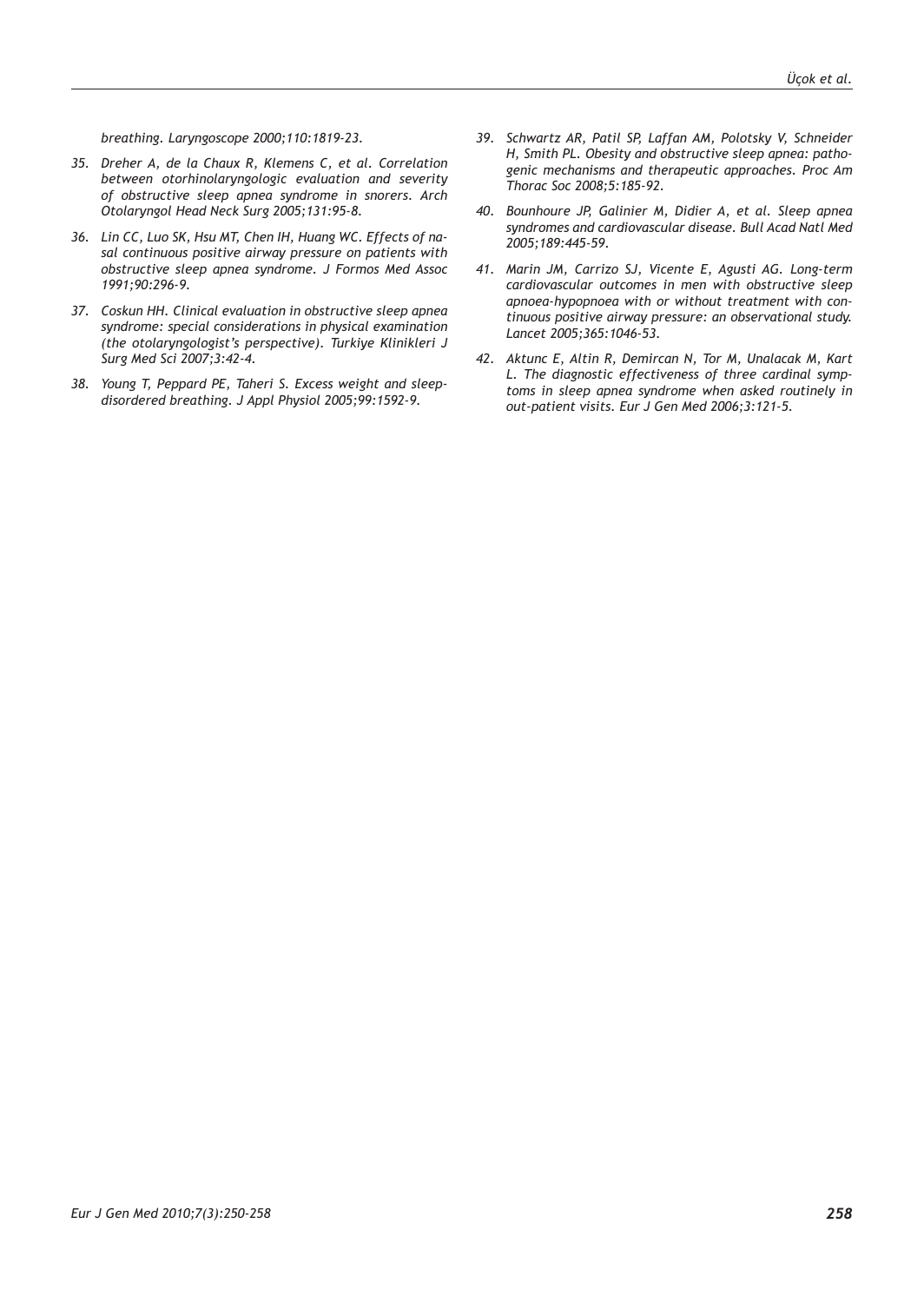*breathing. Laryngoscope 2000;110:1819-23.*

35. *Dreher A, de la Chaux R, Klemens C, et al. Correlation between otorhinolaryngologic evaluation and severity of obstructive sleep apnea syndrome in snorers. Arch Otolaryngol Head Neck Surg 2005;131:95-8.*

36. *Lin CC, Luo SK, Hsu MT, Chen IH, Huang WC. Effects of nasal continuous positive airway pressure on patients with obstructive sleep apnea syndrome. J Formos Med Assoc 1991;90:296-9.*

37. *Coskun HH. Clinical evaluation in obstructive sleep apnea syndrome: special considerations in physical examination (the otolaryngologist's perspective). Turkiye Klinikleri J Surg Med Sci 2007;3:42-4.*

38. *Young T, Peppard PE, Taheri S. Excess weight and sleep-disordered breathing. J Appl Physiol 2005;99:1592-9.*

39. *Schwartz AR, Patil SP, Laffan AM, Polotsky V, Schneider H, Smith PL. Obesity and obstructive sleep apnea: pathogenic mechanisms and therapeutic approaches. Proc Am Thorac Soc 2008;5:185-92.*

40. *Bounhoure JP, Galinier M, Didier A, et al. Sleep apnea syndromes and cardiovascular disease. Bull Acad Natl Med 2005;189:445-59.*

41. *Marin JM, Carrizo SJ, Vicente E, Agusti AG. Long-term cardiovascular outcomes in men with obstructive sleep apnoea-hypopnoea with or without treatment with continuous positive airway pressure: an observational study. Lancet 2005;365:1046-53.*

42. *Aktunc E, Altin R, Demircan N, Tor M, Unalacak M, Kart L. The diagnostic effectiveness of three cardinal symptoms in sleep apnea syndrome when asked routinely in out-patient visits. Eur J Gen Med 2006;3:121-5.*